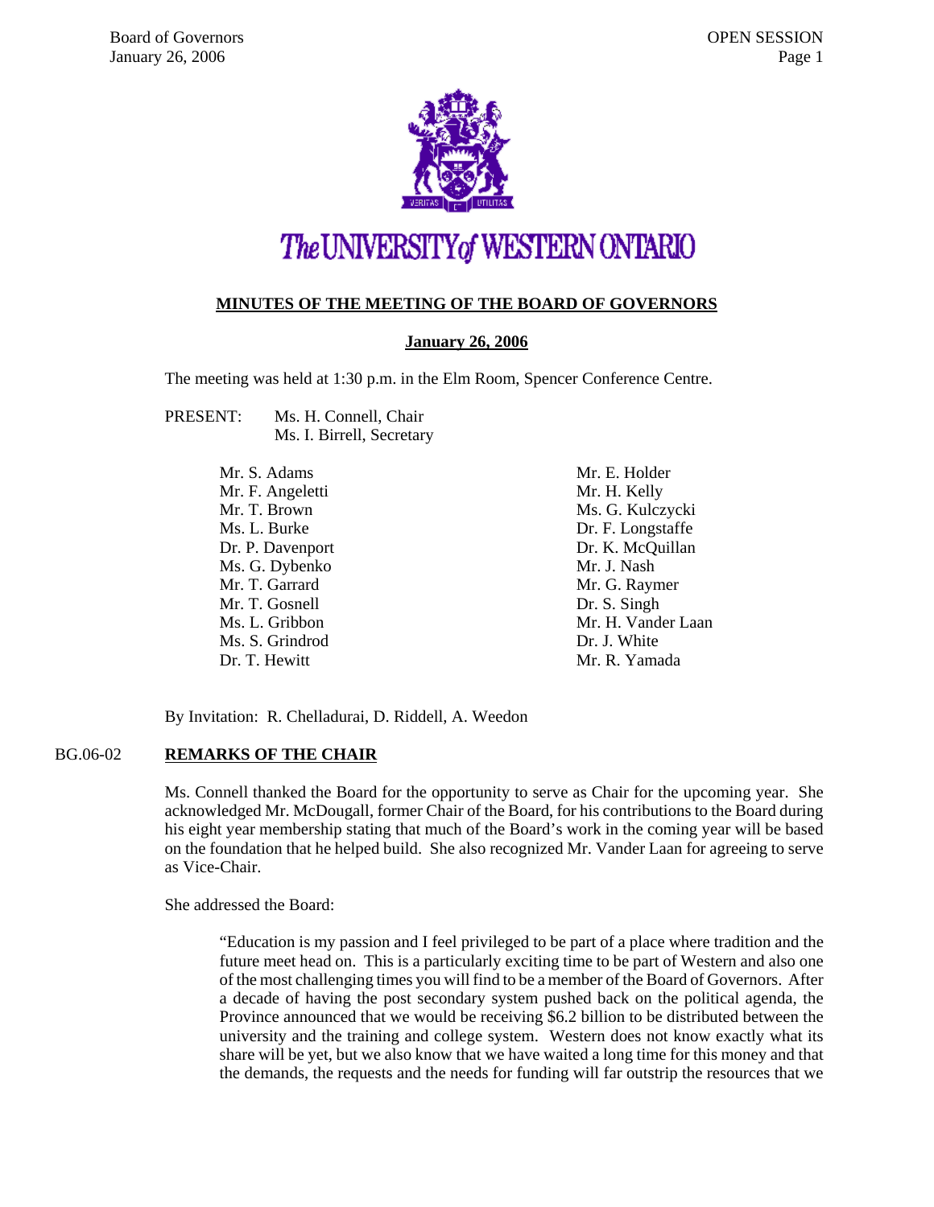The UNIVERSITY of WESTERN ONTARIO

## MINUTES OF THE MEETING OF THE BOARD OF GOVERNORS

**January 26, 2006**

The meeting was held at 1:30 p.m. in the Elm Room, Spencer Conference Centre.

PRESENT: Ms. H. Connell, Chair
Ms. I. Birrell, Secretary

Mr. S. Adams
Mr. F. Angeletti
Mr. T. Brown
Ms. L. Burke
Dr. P. Davenport
Ms. G. Dybenko
Mr. T. Garrard
Mr. T. Gosnell
Ms. L. Gribbon
Ms. S. Grindrod
Dr. T. Hewitt
Mr. E. Holder
Mr. H. Kelly
Ms. G. Kulczycki
Dr. F. Longstaffe
Dr. K. McQuillan
Mr. J. Nash
Mr. G. Raymer
Dr. S. Singh
Mr. H. Vander Laan
Dr. J. White
Mr. R. Yamada

By Invitation: R. Chelladurai, D. Riddell, A. Weedon

### BG.06-02 REMARKS OF THE CHAIR

Ms. Connell thanked the Board for the opportunity to serve as Chair for the upcoming year. She acknowledged Mr. McDougall, former Chair of the Board, for his contributions to the Board during his eight year membership stating that much of the Board's work in the coming year will be based on the foundation that he helped build. She also recognized Mr. Vander Laan for agreeing to serve as Vice-Chair.

She addressed the Board:

> "Education is my passion and I feel privileged to be part of a place where tradition and the future meet head on. This is a particularly exciting time to be part of Western and also one of the most challenging times you will find to be a member of the Board of Governors. After a decade of having the post secondary system pushed back on the political agenda, the Province announced that we would be receiving $6.2 billion to be distributed between the university and the training and college system. Western does not know exactly what its share will be yet, but we also know that we have waited a long time for this money and that the demands, the requests and the needs for funding will far outstrip the resources that we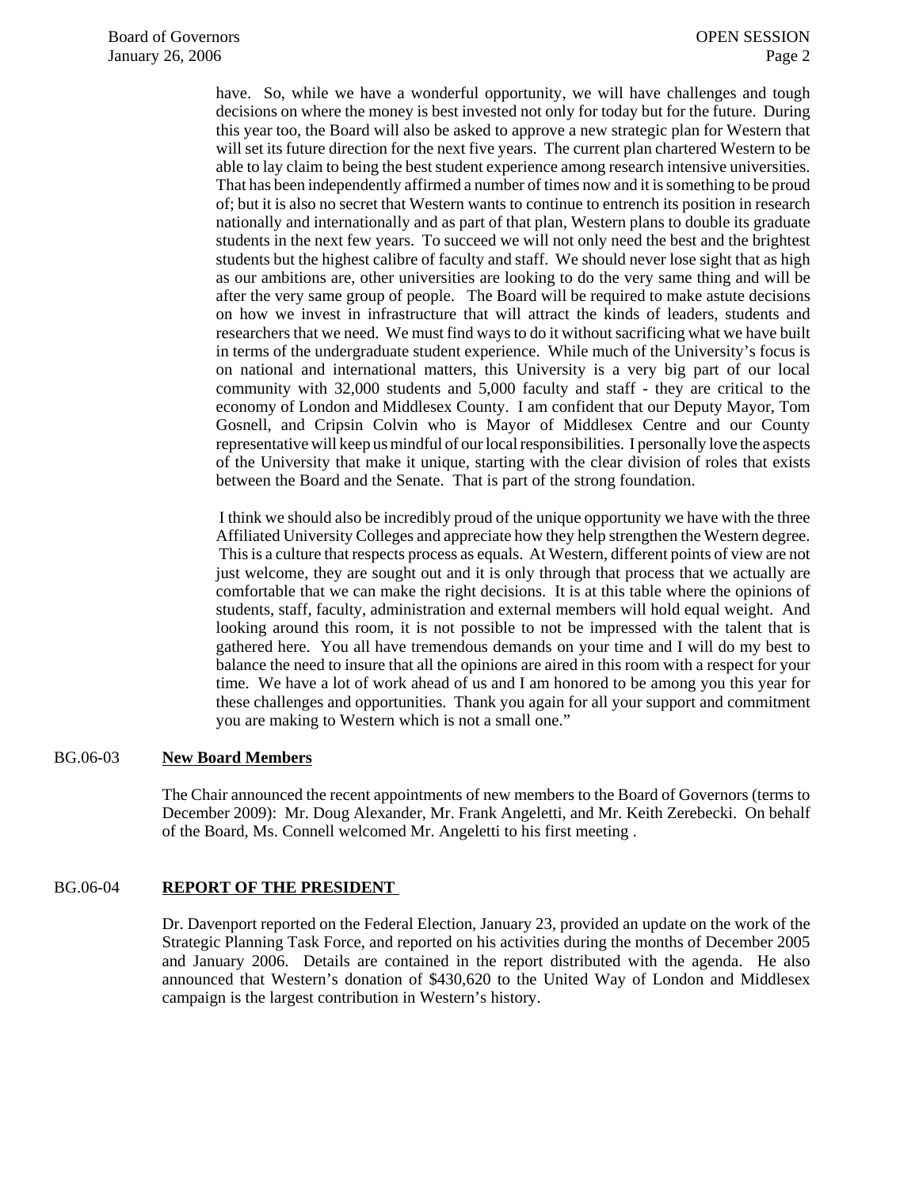have. So, while we have a wonderful opportunity, we will have challenges and tough decisions on where the money is best invested not only for today but for the future. During this year too, the Board will also be asked to approve a new strategic plan for Western that will set its future direction for the next five years. The current plan chartered Western to be able to lay claim to being the best student experience among research intensive universities. That has been independently affirmed a number of times now and it is something to be proud of; but it is also no secret that Western wants to continue to entrench its position in research nationally and internationally and as part of that plan, Western plans to double its graduate students in the next few years. To succeed we will not only need the best and the brightest students but the highest calibre of faculty and staff. We should never lose sight that as high as our ambitions are, other universities are looking to do the very same thing and will be after the very same group of people. The Board will be required to make astute decisions on how we invest in infrastructure that will attract the kinds of leaders, students and researchers that we need. We must find ways to do it without sacrificing what we have built in terms of the undergraduate student experience. While much of the University's focus is on national and international matters, this University is a very big part of our local community with 32,000 students and 5,000 faculty and staff - they are critical to the economy of London and Middlesex County. I am confident that our Deputy Mayor, Tom Gosnell, and Cripsin Colvin who is Mayor of Middlesex Centre and our County representative will keep us mindful of our local responsibilities. I personally love the aspects of the University that make it unique, starting with the clear division of roles that exists between the Board and the Senate. That is part of the strong foundation.

I think we should also be incredibly proud of the unique opportunity we have with the three Affiliated University Colleges and appreciate how they help strengthen the Western degree. This is a culture that respects process as equals. At Western, different points of view are not just welcome, they are sought out and it is only through that process that we actually are comfortable that we can make the right decisions. It is at this table where the opinions of students, staff, faculty, administration and external members will hold equal weight. And looking around this room, it is not possible to not be impressed with the talent that is gathered here. You all have tremendous demands on your time and I will do my best to balance the need to insure that all the opinions are aired in this room with a respect for your time. We have a lot of work ahead of us and I am honored to be among you this year for these challenges and opportunities. Thank you again for all your support and commitment you are making to Western which is not a small one."

BG.06-03 **New Board Members**

The Chair announced the recent appointments of new members to the Board of Governors (terms to December 2009): Mr. Doug Alexander, Mr. Frank Angeletti, and Mr. Keith Zerebecki. On behalf of the Board, Ms. Connell welcomed Mr. Angeletti to his first meeting .

BG.06-04 **REPORT OF THE PRESIDENT**

Dr. Davenport reported on the Federal Election, January 23, provided an update on the work of the Strategic Planning Task Force, and reported on his activities during the months of December 2005 and January 2006. Details are contained in the report distributed with the agenda. He also announced that Western's donation of $430,620 to the United Way of London and Middlesex campaign is the largest contribution in Western's history.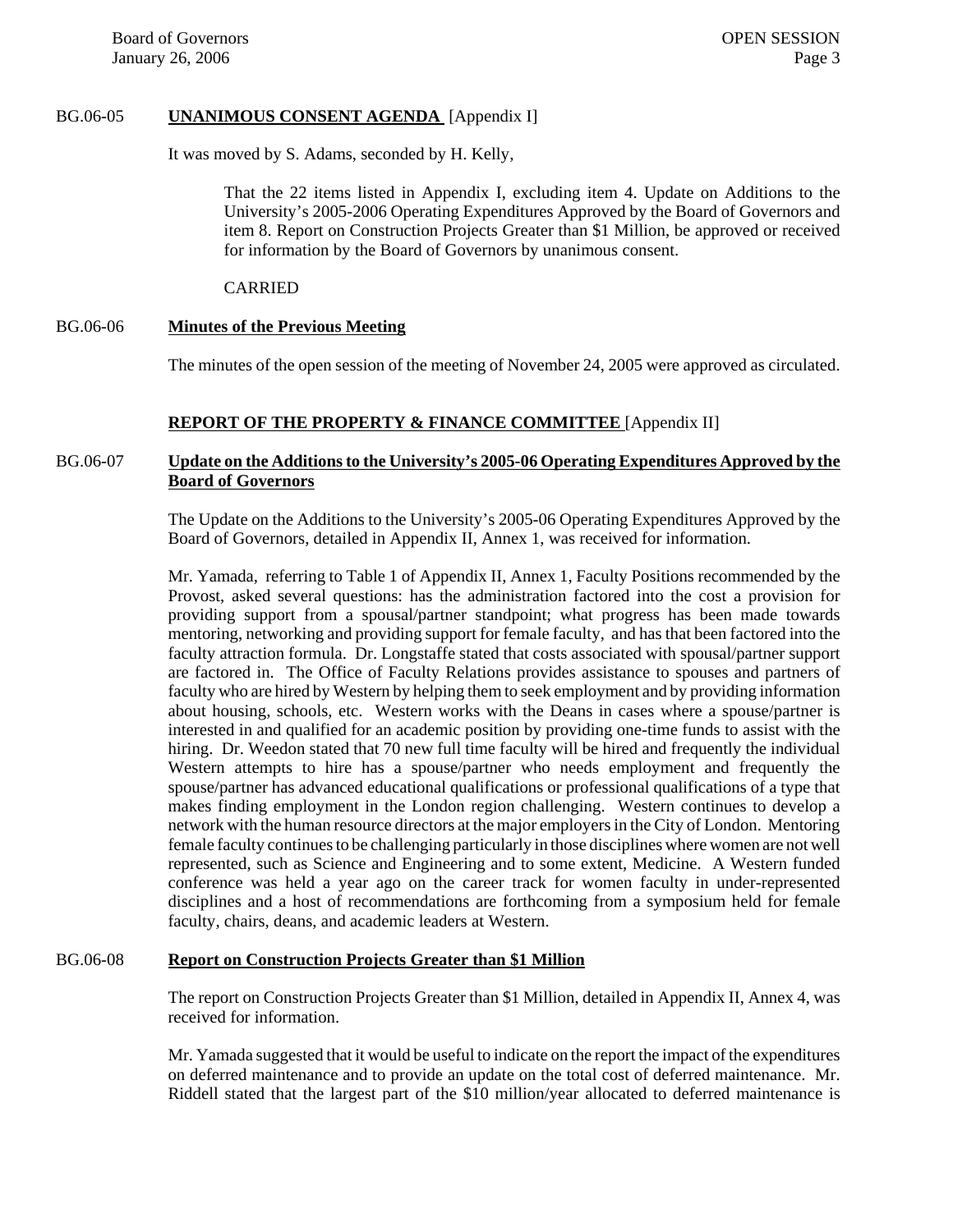BG.06-05 **UNANIMOUS CONSENT AGENDA** [Appendix I]

It was moved by S. Adams, seconded by H. Kelly,

> That the 22 items listed in Appendix I, excluding item 4. Update on Additions to the University's 2005-2006 Operating Expenditures Approved by the Board of Governors and item 8. Report on Construction Projects Greater than $1 Million, be approved or received for information by the Board of Governors by unanimous consent.
>
> CARRIED

BG.06-06 **Minutes of the Previous Meeting**

The minutes of the open session of the meeting of November 24, 2005 were approved as circulated.

## REPORT OF THE PROPERTY & FINANCE COMMITTEE [Appendix II]

BG.06-07 **Update on the Additions to the University's 2005-06 Operating Expenditures Approved by the Board of Governors**

The Update on the Additions to the University's 2005-06 Operating Expenditures Approved by the Board of Governors, detailed in Appendix II, Annex 1, was received for information.

Mr. Yamada, referring to Table 1 of Appendix II, Annex 1, Faculty Positions recommended by the Provost, asked several questions: has the administration factored into the cost a provision for providing support from a spousal/partner standpoint; what progress has been made towards mentoring, networking and providing support for female faculty, and has that been factored into the faculty attraction formula. Dr. Longstaffe stated that costs associated with spousal/partner support are factored in. The Office of Faculty Relations provides assistance to spouses and partners of faculty who are hired by Western by helping them to seek employment and by providing information about housing, schools, etc. Western works with the Deans in cases where a spouse/partner is interested in and qualified for an academic position by providing one-time funds to assist with the hiring. Dr. Weedon stated that 70 new full time faculty will be hired and frequently the individual Western attempts to hire has a spouse/partner who needs employment and frequently the spouse/partner has advanced educational qualifications or professional qualifications of a type that makes finding employment in the London region challenging. Western continues to develop a network with the human resource directors at the major employers in the City of London. Mentoring female faculty continues to be challenging particularly in those disciplines where women are not well represented, such as Science and Engineering and to some extent, Medicine. A Western funded conference was held a year ago on the career track for women faculty in under-represented disciplines and a host of recommendations are forthcoming from a symposium held for female faculty, chairs, deans, and academic leaders at Western.

BG.06-08 **Report on Construction Projects Greater than $1 Million**

The report on Construction Projects Greater than $1 Million, detailed in Appendix II, Annex 4, was received for information.

Mr. Yamada suggested that it would be useful to indicate on the report the impact of the expenditures on deferred maintenance and to provide an update on the total cost of deferred maintenance. Mr. Riddell stated that the largest part of the $10 million/year allocated to deferred maintenance is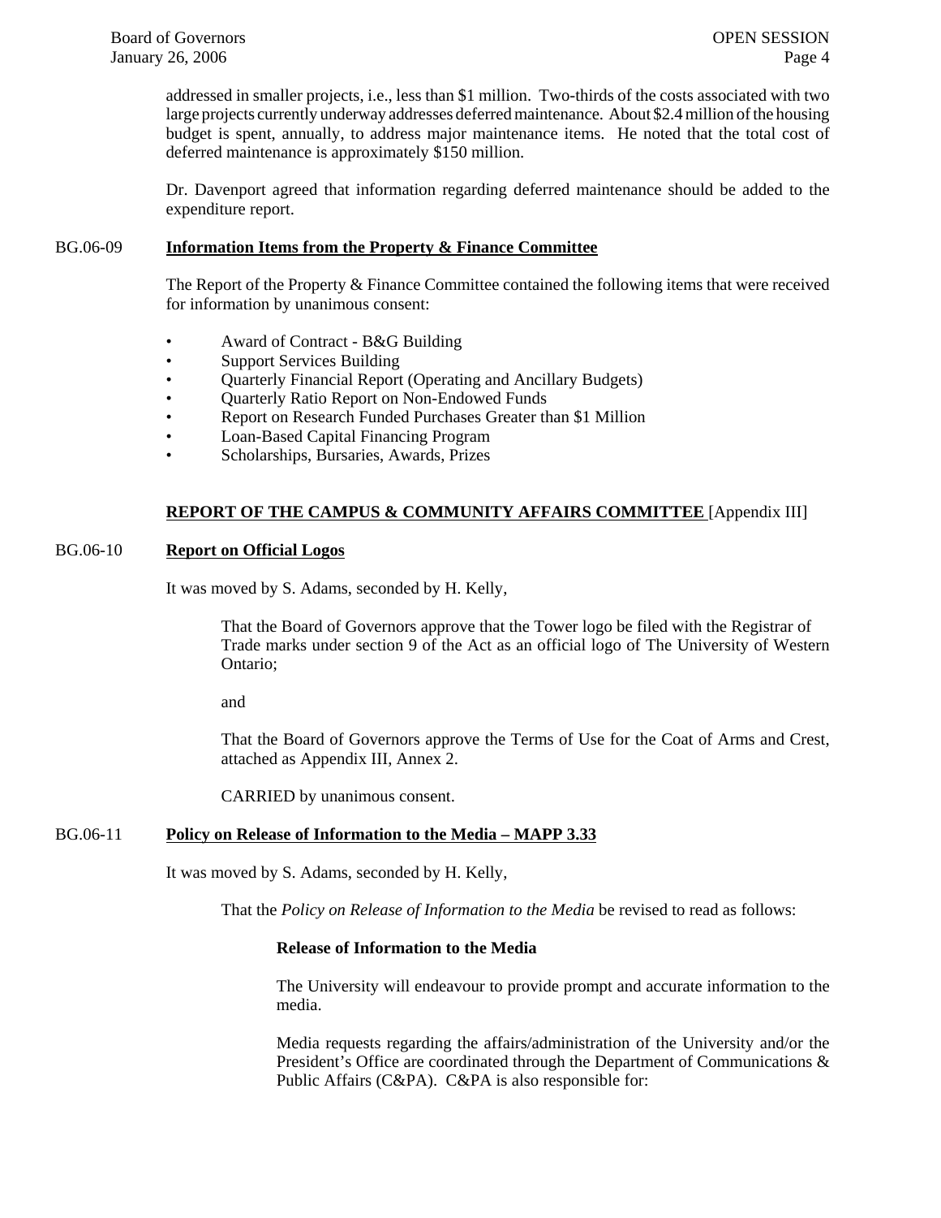addressed in smaller projects, i.e., less than $1 million. Two-thirds of the costs associated with two large projects currently underway addresses deferred maintenance. About $2.4 million of the housing budget is spent, annually, to address major maintenance items. He noted that the total cost of deferred maintenance is approximately $150 million.

Dr. Davenport agreed that information regarding deferred maintenance should be added to the expenditure report.

BG.06-09 **Information Items from the Property & Finance Committee**

The Report of the Property & Finance Committee contained the following items that were received for information by unanimous consent:

- Award of Contract - B&G Building
- Support Services Building
- Quarterly Financial Report (Operating and Ancillary Budgets)
- Quarterly Ratio Report on Non-Endowed Funds
- Report on Research Funded Purchases Greater than $1 Million
- Loan-Based Capital Financing Program
- Scholarships, Bursaries, Awards, Prizes

**REPORT OF THE CAMPUS & COMMUNITY AFFAIRS COMMITTEE** [Appendix III]

BG.06-10 **Report on Official Logos**

It was moved by S. Adams, seconded by H. Kelly,

> That the Board of Governors approve that the Tower logo be filed with the Registrar of Trade marks under section 9 of the Act as an official logo of The University of Western Ontario;
>
> and
>
> That the Board of Governors approve the Terms of Use for the Coat of Arms and Crest, attached as Appendix III, Annex 2.
>
> CARRIED by unanimous consent.

BG.06-11 **Policy on Release of Information to the Media – MAPP 3.33**

It was moved by S. Adams, seconded by H. Kelly,

> That the *Policy on Release of Information to the Media* be revised to read as follows:
>
> **Release of Information to the Media**
>
> The University will endeavour to provide prompt and accurate information to the media.
>
> Media requests regarding the affairs/administration of the University and/or the President's Office are coordinated through the Department of Communications & Public Affairs (C&PA). C&PA is also responsible for: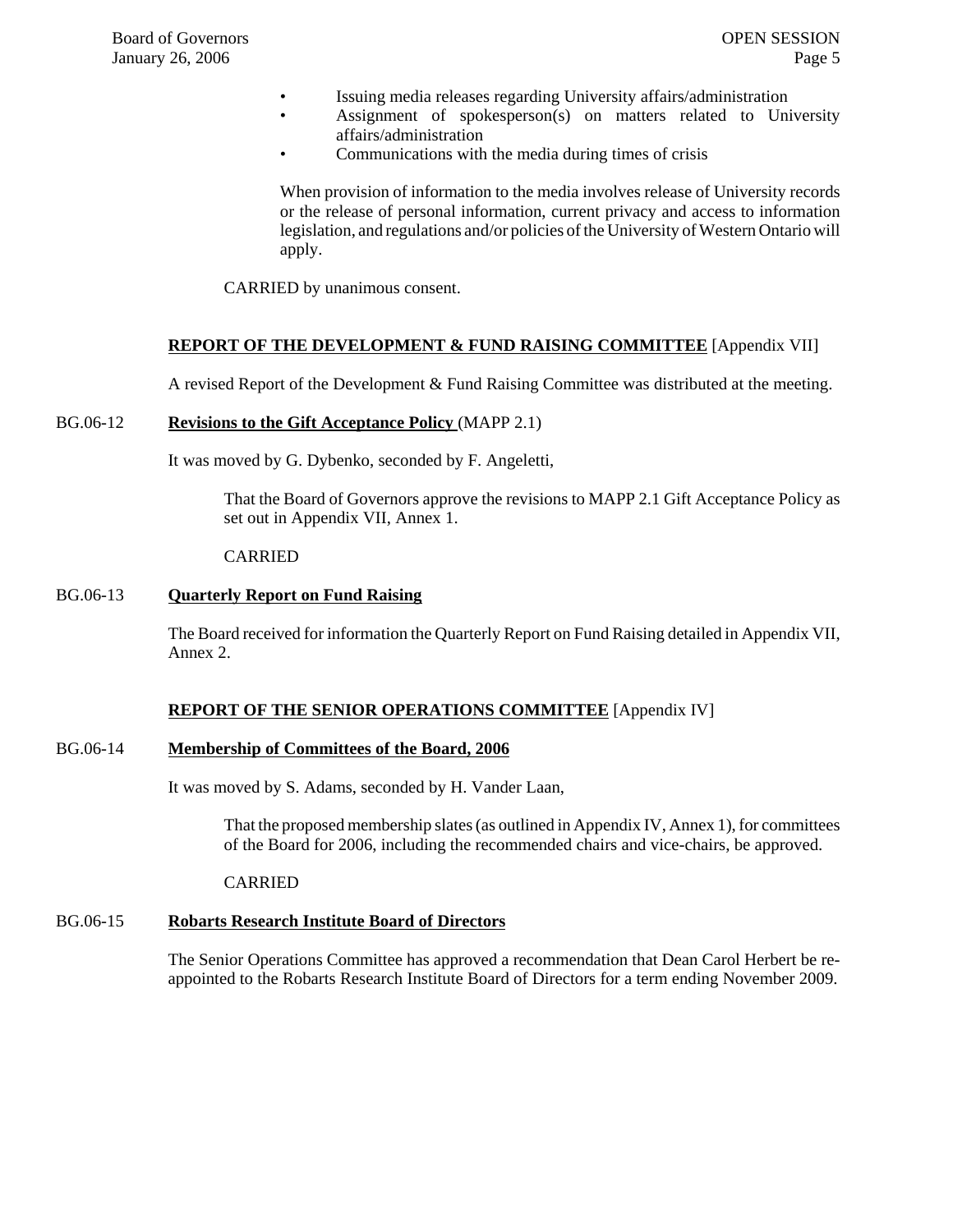- Issuing media releases regarding University affairs/administration
- Assignment of spokesperson(s) on matters related to University affairs/administration
- Communications with the media during times of crisis

When provision of information to the media involves release of University records or the release of personal information, current privacy and access to information legislation, and regulations and/or policies of the University of Western Ontario will apply.

CARRIED by unanimous consent.

## REPORT OF THE DEVELOPMENT & FUND RAISING COMMITTEE [Appendix VII]

A revised Report of the Development & Fund Raising Committee was distributed at the meeting.

BG.06-12 **Revisions to the Gift Acceptance Policy** (MAPP 2.1)

It was moved by G. Dybenko, seconded by F. Angeletti,

> That the Board of Governors approve the revisions to MAPP 2.1 Gift Acceptance Policy as set out in Appendix VII, Annex 1.
>
> CARRIED

BG.06-13 **Quarterly Report on Fund Raising**

The Board received for information the Quarterly Report on Fund Raising detailed in Appendix VII, Annex 2.

## REPORT OF THE SENIOR OPERATIONS COMMITTEE [Appendix IV]

BG.06-14 **Membership of Committees of the Board, 2006**

It was moved by S. Adams, seconded by H. Vander Laan,

> That the proposed membership slates (as outlined in Appendix IV, Annex 1), for committees of the Board for 2006, including the recommended chairs and vice-chairs, be approved.
>
> CARRIED

BG.06-15 **Robarts Research Institute Board of Directors**

The Senior Operations Committee has approved a recommendation that Dean Carol Herbert be re-appointed to the Robarts Research Institute Board of Directors for a term ending November 2009.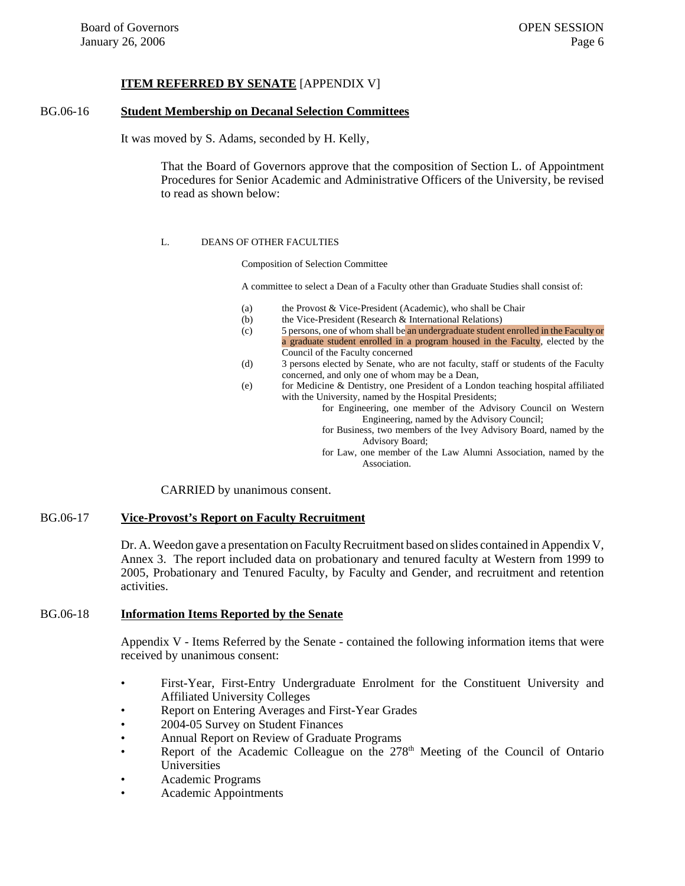**ITEM REFERRED BY SENATE** [APPENDIX V]

BG.06-16 **Student Membership on Decanal Selection Committees**

It was moved by S. Adams, seconded by H. Kelly,

> That the Board of Governors approve that the composition of Section L. of Appointment Procedures for Senior Academic and Administrative Officers of the University, be revised to read as shown below:

L. DEANS OF OTHER FACULTIES

Composition of Selection Committee

A committee to select a Dean of a Faculty other than Graduate Studies shall consist of:

(a) the Provost & Vice-President (Academic), who shall be Chair
(b) the Vice-President (Research & International Relations)
(c) 5 persons, one of whom shall be an undergraduate student enrolled in the Faculty or a graduate student enrolled in a program housed in the Faculty, elected by the Council of the Faculty concerned
(d) 3 persons elected by Senate, who are not faculty, staff or students of the Faculty concerned, and only one of whom may be a Dean,
(e) for Medicine & Dentistry, one President of a London teaching hospital affiliated with the University, named by the Hospital Presidents;
for Engineering, one member of the Advisory Council on Western Engineering, named by the Advisory Council;
for Business, two members of the Ivey Advisory Board, named by the Advisory Board;
for Law, one member of the Law Alumni Association, named by the Association.

CARRIED by unanimous consent.

BG.06-17 **Vice-Provost's Report on Faculty Recruitment**

Dr. A. Weedon gave a presentation on Faculty Recruitment based on slides contained in Appendix V, Annex 3. The report included data on probationary and tenured faculty at Western from 1999 to 2005, Probationary and Tenured Faculty, by Faculty and Gender, and recruitment and retention activities.

BG.06-18 **Information Items Reported by the Senate**

Appendix V - Items Referred by the Senate - contained the following information items that were received by unanimous consent:

- First-Year, First-Entry Undergraduate Enrolment for the Constituent University and Affiliated University Colleges
- Report on Entering Averages and First-Year Grades
- 2004-05 Survey on Student Finances
- Annual Report on Review of Graduate Programs
- Report of the Academic Colleague on the 278th Meeting of the Council of Ontario Universities
- Academic Programs
- Academic Appointments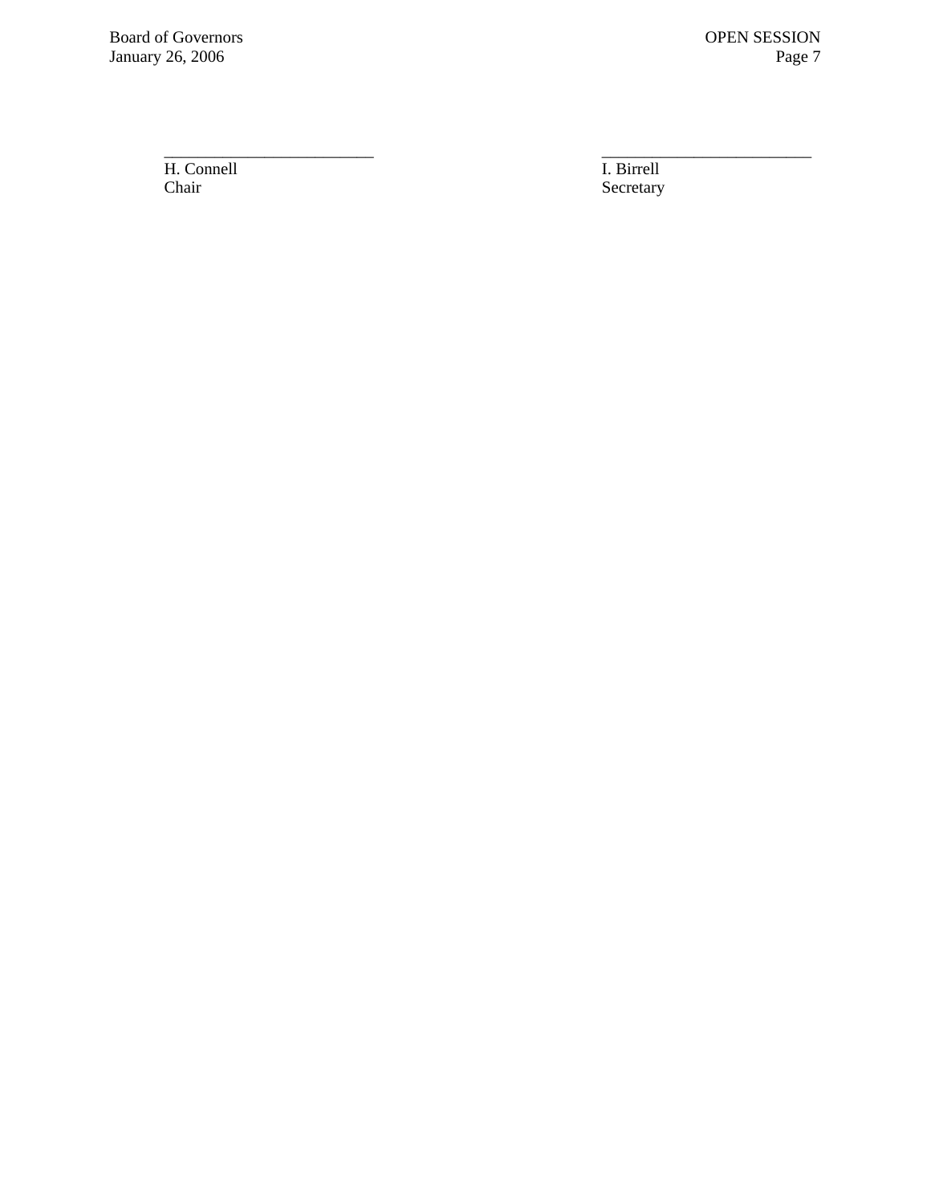| | |
|---|---|
| _________________________ | _________________________ |
| H. Connell | I. Birrell |
| Chair | Secretary |